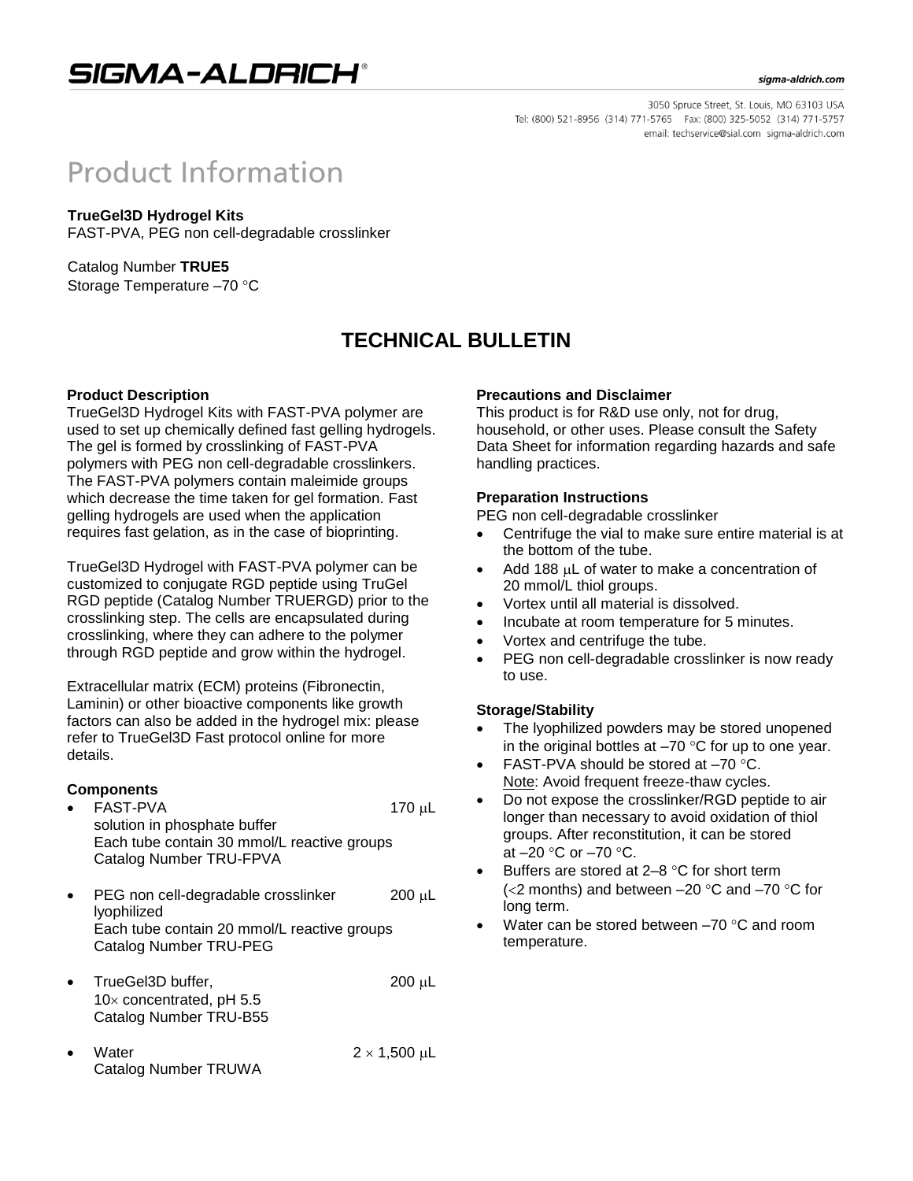# SIGMA-ALDRICH®

sigma-aldrich.com

3050 Spruce Street, St. Louis, MO 63103 USA
Tel: (800) 521-8956 (314) 771-5765 Fax: (800) 325-5052 (314) 771-5757
email: techservice@sial.com sigma-aldrich.com

# Product Information

**TrueGel3D Hydrogel Kits**
FAST-PVA, PEG non cell-degradable crosslinker

Catalog Number **TRUE5**
Storage Temperature –70 °C

## TECHNICAL BULLETIN

### Product Description

TrueGel3D Hydrogel Kits with FAST-PVA polymer are used to set up chemically defined fast gelling hydrogels. The gel is formed by crosslinking of FAST-PVA polymers with PEG non cell-degradable crosslinkers. The FAST-PVA polymers contain maleimide groups which decrease the time taken for gel formation. Fast gelling hydrogels are used when the application requires fast gelation, as in the case of bioprinting.

TrueGel3D Hydrogel with FAST-PVA polymer can be customized to conjugate RGD peptide using TruGel RGD peptide (Catalog Number TRUERGD) prior to the crosslinking step. The cells are encapsulated during crosslinking, where they can adhere to the polymer through RGD peptide and grow within the hydrogel.

Extracellular matrix (ECM) proteins (Fibronectin, Laminin) or other bioactive components like growth factors can also be added in the hydrogel mix: please refer to TrueGel3D Fast protocol online for more details.

### Components

- FAST-PVA 170 μL
  solution in phosphate buffer
  Each tube contain 30 mmol/L reactive groups
  Catalog Number TRU-FPVA

- PEG non cell-degradable crosslinker 200 μL
  lyophilized
  Each tube contain 20 mmol/L reactive groups
  Catalog Number TRU-PEG

- TrueGel3D buffer, 200 μL
  10× concentrated, pH 5.5
  Catalog Number TRU-B55

- Water $2 \times 1{,}500$ μL
  Catalog Number TRUWA

### Precautions and Disclaimer

This product is for R&D use only, not for drug, household, or other uses. Please consult the Safety Data Sheet for information regarding hazards and safe handling practices.

### Preparation Instructions

PEG non cell-degradable crosslinker

- Centrifuge the vial to make sure entire material is at the bottom of the tube.
- Add 188 μL of water to make a concentration of 20 mmol/L thiol groups.
- Vortex until all material is dissolved.
- Incubate at room temperature for 5 minutes.
- Vortex and centrifuge the tube.
- PEG non cell-degradable crosslinker is now ready to use.

### Storage/Stability

- The lyophilized powders may be stored unopened in the original bottles at –70 °C for up to one year.
- FAST-PVA should be stored at –70 °C.
  Note: Avoid frequent freeze-thaw cycles.
- Do not expose the crosslinker/RGD peptide to air longer than necessary to avoid oxidation of thiol groups. After reconstitution, it can be stored at –20 °C or –70 °C.
- Buffers are stored at 2–8 °C for short term (<2 months) and between –20 °C and –70 °C for long term.
- Water can be stored between –70 °C and room temperature.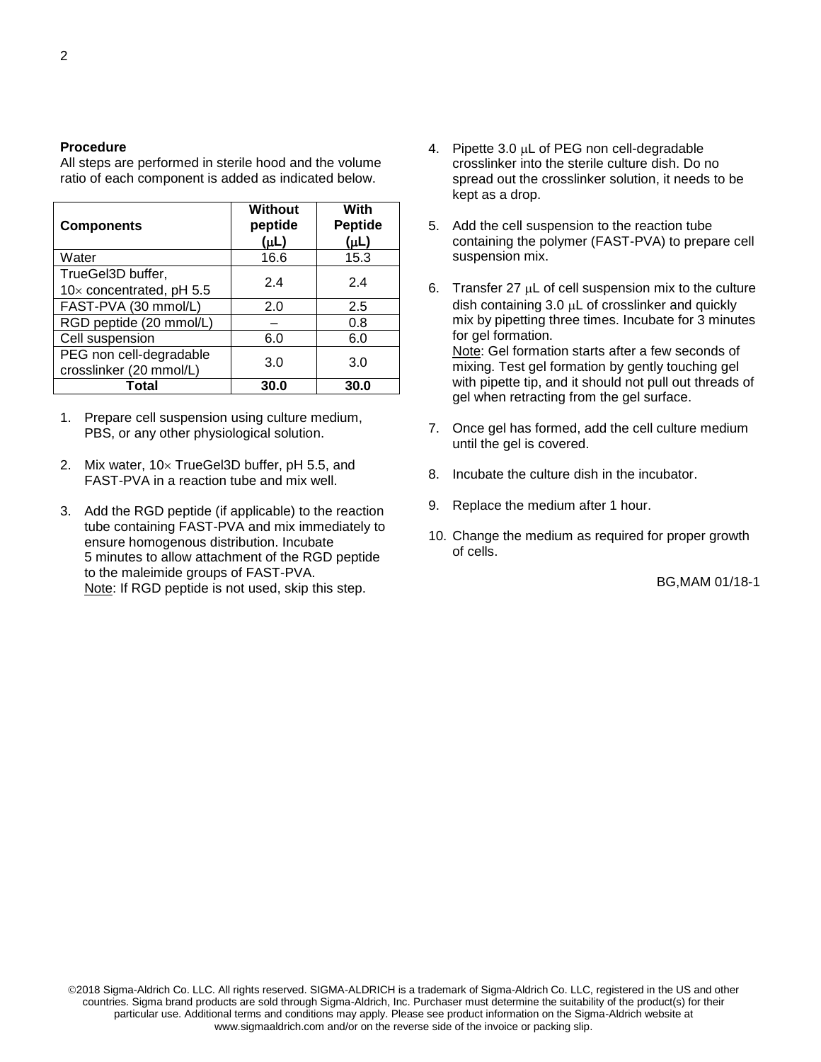**Procedure**

All steps are performed in sterile hood and the volume ratio of each component is added as indicated below.

| Components | Without peptide (μL) | With Peptide (μL) |
| --- | --- | --- |
| Water | 16.6 | 15.3 |
| TrueGel3D buffer, 10× concentrated, pH 5.5 | 2.4 | 2.4 |
| FAST-PVA (30 mmol/L) | 2.0 | 2.5 |
| RGD peptide (20 mmol/L) | – | 0.8 |
| Cell suspension | 6.0 | 6.0 |
| PEG non cell-degradable crosslinker (20 mmol/L) | 3.0 | 3.0 |
| **Total** | **30.0** | **30.0** |

1. Prepare cell suspension using culture medium, PBS, or any other physiological solution.

2. Mix water, 10× TrueGel3D buffer, pH 5.5, and FAST-PVA in a reaction tube and mix well.

3. Add the RGD peptide (if applicable) to the reaction tube containing FAST-PVA and mix immediately to ensure homogenous distribution. Incubate 5 minutes to allow attachment of the RGD peptide to the maleimide groups of FAST-PVA.
   Note: If RGD peptide is not used, skip this step.

4. Pipette 3.0 μL of PEG non cell-degradable crosslinker into the sterile culture dish. Do no spread out the crosslinker solution, it needs to be kept as a drop.

5. Add the cell suspension to the reaction tube containing the polymer (FAST-PVA) to prepare cell suspension mix.

6. Transfer 27 μL of cell suspension mix to the culture dish containing 3.0 μL of crosslinker and quickly mix by pipetting three times. Incubate for 3 minutes for gel formation.
   Note: Gel formation starts after a few seconds of mixing. Test gel formation by gently touching gel with pipette tip, and it should not pull out threads of gel when retracting from the gel surface.

7. Once gel has formed, add the cell culture medium until the gel is covered.

8. Incubate the culture dish in the incubator.

9. Replace the medium after 1 hour.

10. Change the medium as required for proper growth of cells.

BG,MAM 01/18-1

©2018 Sigma-Aldrich Co. LLC. All rights reserved. SIGMA-ALDRICH is a trademark of Sigma-Aldrich Co. LLC, registered in the US and other countries. Sigma brand products are sold through Sigma-Aldrich, Inc. Purchaser must determine the suitability of the product(s) for their particular use. Additional terms and conditions may apply. Please see product information on the Sigma-Aldrich website at www.sigmaaldrich.com and/or on the reverse side of the invoice or packing slip.